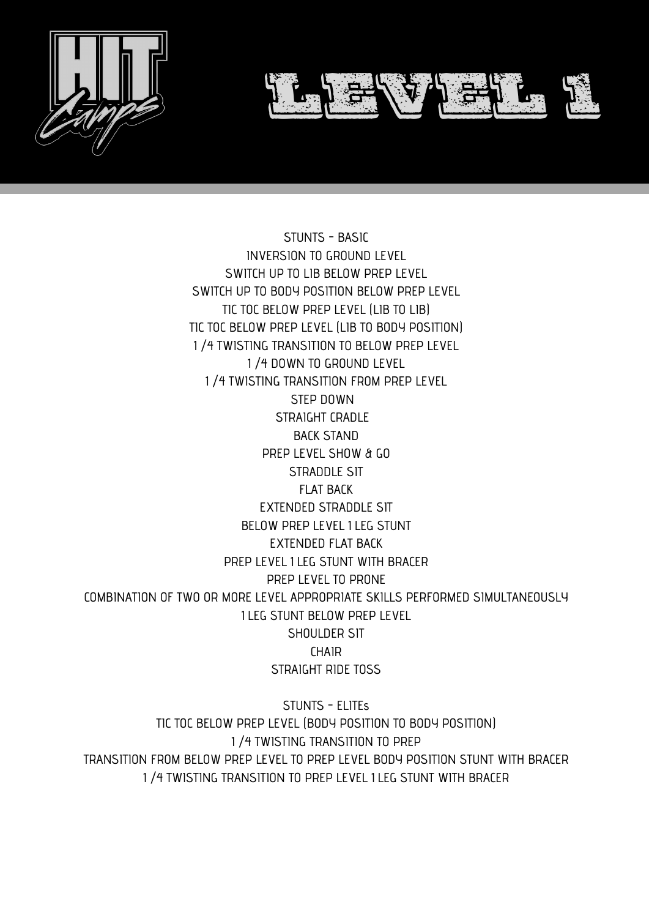# LEVEL 1

## STUNTS - BASIC

INVERSION TO GROUND LEVEL
SWITCH UP TO LIB BELOW PREP LEVEL
SWITCH UP TO BODY POSITION BELOW PREP LEVEL
TIC TOC BELOW PREP LEVEL (LIB TO LIB)
TIC TOC BELOW PREP LEVEL (LIB TO BODY POSITION)
1 /4 TWISTING TRANSITION TO BELOW PREP LEVEL
1 /4 DOWN TO GROUND LEVEL
1 /4 TWISTING TRANSITION FROM PREP LEVEL
STEP DOWN
STRAIGHT CRADLE
BACK STAND
PREP LEVEL SHOW & GO
STRADDLE SIT
FLAT BACK
EXTENDED STRADDLE SIT
BELOW PREP LEVEL 1 LEG STUNT
EXTENDED FLAT BACK
PREP LEVEL 1 LEG STUNT WITH BRACER
PREP LEVEL TO PRONE
COMBINATION OF TWO OR MORE LEVEL APPROPRIATE SKILLS PERFORMED SIMULTANEOUSLY
1 LEG STUNT BELOW PREP LEVEL
SHOULDER SIT
CHAIR
STRAIGHT RIDE TOSS

## STUNTS - ELITEs

TIC TOC BELOW PREP LEVEL (BODY POSITION TO BODY POSITION)
1 /4 TWISTING TRANSITION TO PREP
TRANSITION FROM BELOW PREP LEVEL TO PREP LEVEL BODY POSITION STUNT WITH BRACER
1 /4 TWISTING TRANSITION TO PREP LEVEL 1 LEG STUNT WITH BRACER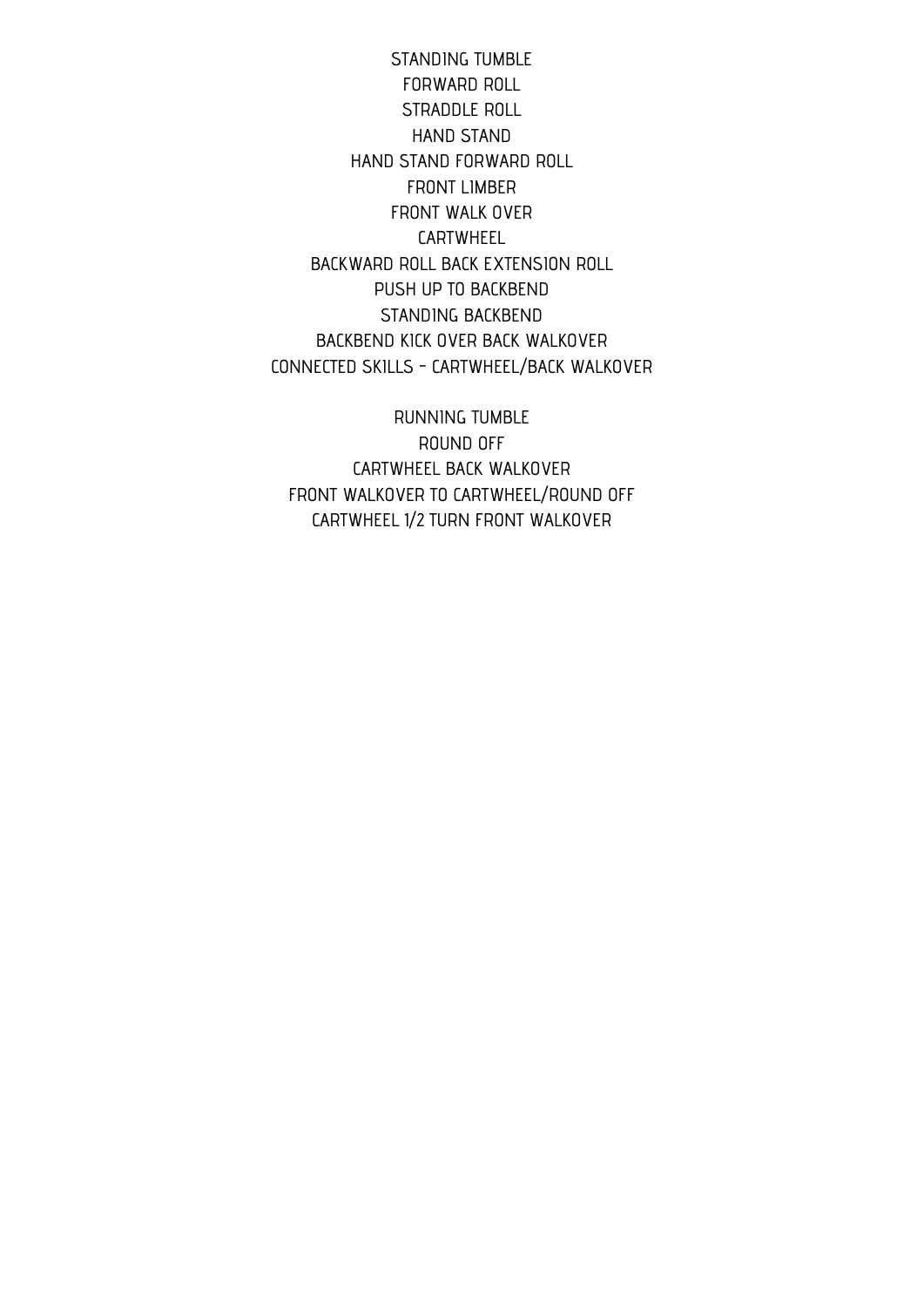STANDING TUMBLE

FORWARD ROLL

STRADDLE ROLL

HAND STAND

HAND STAND FORWARD ROLL

FRONT LIMBER

FRONT WALK OVER

CARTWHEEL

BACKWARD ROLL BACK EXTENSION ROLL

PUSH UP TO BACKBEND

STANDING BACKBEND

BACKBEND KICK OVER BACK WALKOVER

CONNECTED SKILLS - CARTWHEEL/BACK WALKOVER

RUNNING TUMBLE

ROUND OFF

CARTWHEEL BACK WALKOVER

FRONT WALKOVER TO CARTWHEEL/ROUND OFF

CARTWHEEL 1/2 TURN FRONT WALKOVER